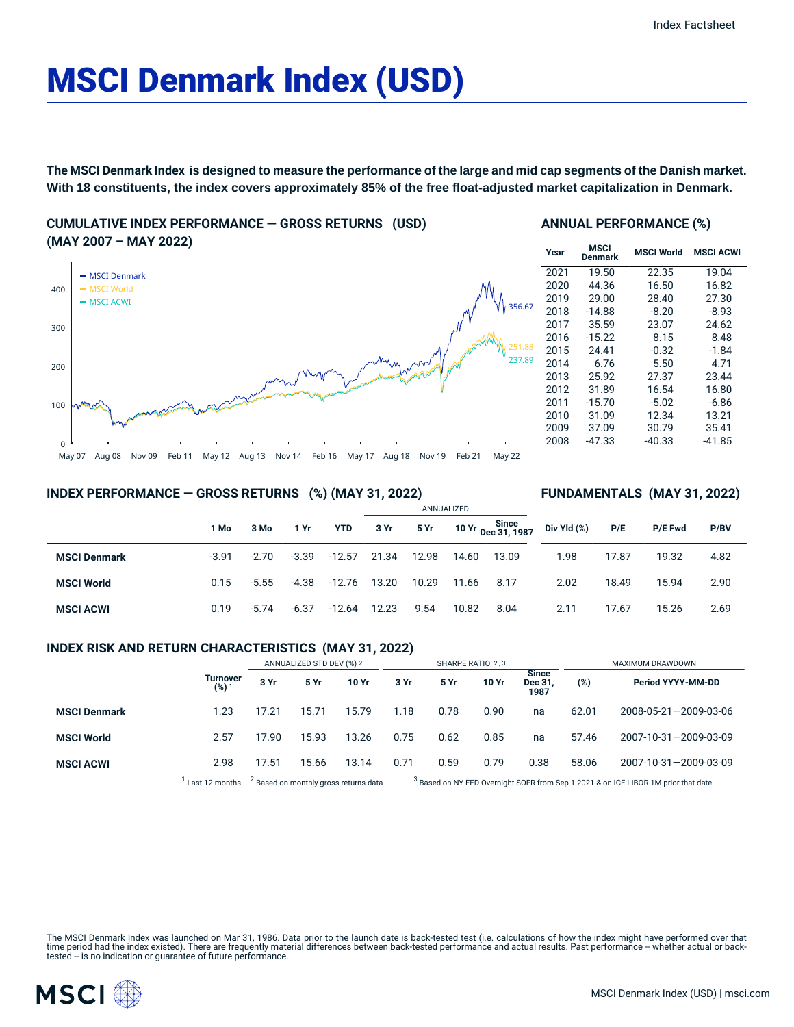Index Factsheet

# MSCI Denmark Index (USD)

**The MSCI Denmark Index is designed to measure the performance of the large and mid cap segments of the Danish market. With 18 constituents, the index covers approximately 85% of the free float-adjusted market capitalization in Denmark.**

## CUMULATIVE INDEX PERFORMANCE — GROSS RETURNS (USD) (MAY 2007 – MAY 2022)

- MSCI Denmark: 356.67
- MSCI World: 251.88
- MSCI ACWI: 237.89

## ANNUAL PERFORMANCE (%)

| Year | MSCI Denmark | MSCI World | MSCI ACWI |
|---|---|---|---|
| 2021 | 19.50 | 22.35 | 19.04 |
| 2020 | 44.36 | 16.50 | 16.82 |
| 2019 | 29.00 | 28.40 | 27.30 |
| 2018 | -14.88 | -8.20 | -8.93 |
| 2017 | 35.59 | 23.07 | 24.62 |
| 2016 | -15.22 | 8.15 | 8.48 |
| 2015 | 24.41 | -0.32 | -1.84 |
| 2014 | 6.76 | 5.50 | 4.71 |
| 2013 | 25.92 | 27.37 | 23.44 |
| 2012 | 31.89 | 16.54 | 16.80 |
| 2011 | -15.70 | -5.02 | -6.86 |
| 2010 | 31.09 | 12.34 | 13.21 |
| 2009 | 37.09 | 30.79 | 35.41 |
| 2008 | -47.33 | -40.33 | -41.85 |

## INDEX PERFORMANCE — GROSS RETURNS (%) (MAY 31, 2022) / FUNDAMENTALS (MAY 31, 2022)

| | | | | | ANNUALIZED | | | | | | | |
|---|---|---|---|---|---|---|---|---|---|---|---|---|
| | 1 Mo | 3 Mo | 1 Yr | YTD | 3 Yr | 5 Yr | 10 Yr | Since Dec 31, 1987 | Div Yld (%) | P/E | P/E Fwd | P/BV |
| **MSCI Denmark** | -3.91 | -2.70 | -3.39 | -12.57 | 21.34 | 12.98 | 14.60 | 13.09 | 1.98 | 17.87 | 19.32 | 4.82 |
| **MSCI World** | 0.15 | -5.55 | -4.38 | -12.76 | 13.20 | 10.29 | 11.66 | 8.17 | 2.02 | 18.49 | 15.94 | 2.90 |
| **MSCI ACWI** | 0.19 | -5.74 | -6.37 | -12.64 | 12.23 | 9.54 | 10.82 | 8.04 | 2.11 | 17.67 | 15.26 | 2.69 |

## INDEX RISK AND RETURN CHARACTERISTICS (MAY 31, 2022)

| | | ANNUALIZED STD DEV (%) [2] | | | SHARPE RATIO [2, 3] | | | | MAXIMUM DRAWDOWN | |
|---|---|---|---|---|---|---|---|---|---|---|
| | Turnover (%) [1] | 3 Yr | 5 Yr | 10 Yr | 3 Yr | 5 Yr | 10 Yr | Since Dec 31, 1987 | (%) | Period YYYY-MM-DD |
| **MSCI Denmark** | 1.23 | 17.21 | 15.71 | 15.79 | 1.18 | 0.78 | 0.90 | na | 62.01 | 2008-05-21—2009-03-06 |
| **MSCI World** | 2.57 | 17.90 | 15.93 | 13.26 | 0.75 | 0.62 | 0.85 | na | 57.46 | 2007-10-31—2009-03-09 |
| **MSCI ACWI** | 2.98 | 17.51 | 15.66 | 13.14 | 0.71 | 0.59 | 0.79 | 0.38 | 58.06 | 2007-10-31—2009-03-09 |

[1] Last 12 months [2] Based on monthly gross returns data [3] Based on NY FED Overnight SOFR from Sep 1 2021 & on ICE LIBOR 1M prior that date

The MSCI Denmark Index was launched on Mar 31, 1986. Data prior to the launch date is back-tested test (i.e. calculations of how the index might have performed over that time period had the index existed). There are frequently material differences between back-tested performance and actual results. Past performance -- whether actual or back-tested -- is no indication or guarantee of future performance.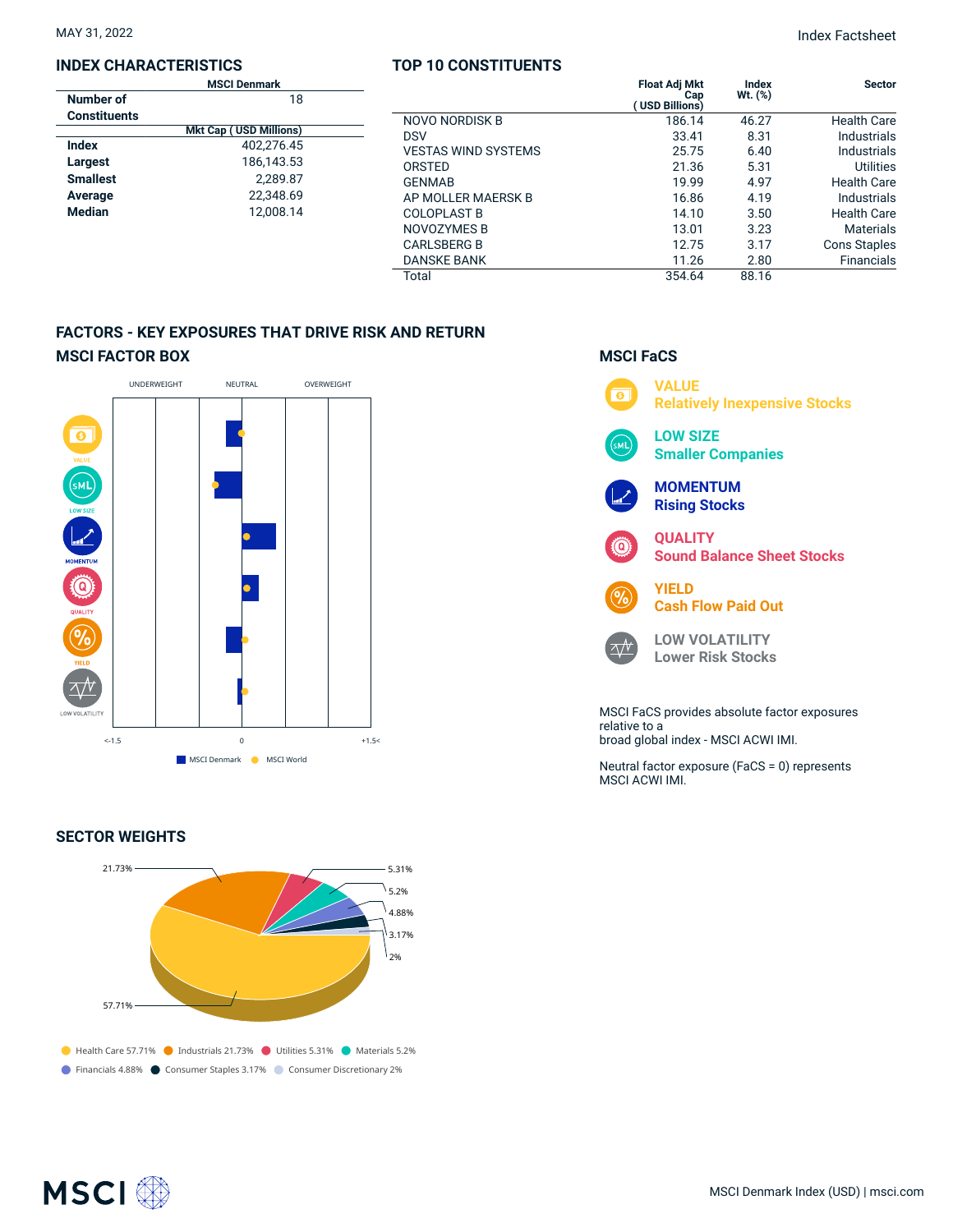MAY 31, 2022

Index Factsheet

## INDEX CHARACTERISTICS

| | MSCI Denmark |
|---|---|
| Number of Constituents | 18 |
| | **Mkt Cap ( USD Millions)** |
| **Index** | 402,276.45 |
| **Largest** | 186,143.53 |
| **Smallest** | 2,289.87 |
| **Average** | 22,348.69 |
| **Median** | 12,008.14 |

## TOP 10 CONSTITUENTS

| | Float Adj Mkt Cap ( USD Billions) | Index Wt. (%) | Sector |
|---|---|---|---|
| NOVO NORDISK B | 186.14 | 46.27 | Health Care |
| DSV | 33.41 | 8.31 | Industrials |
| VESTAS WIND SYSTEMS | 25.75 | 6.40 | Industrials |
| ORSTED | 21.36 | 5.31 | Utilities |
| GENMAB | 19.99 | 4.97 | Health Care |
| AP MOLLER MAERSK B | 16.86 | 4.19 | Industrials |
| COLOPLAST B | 14.10 | 3.50 | Health Care |
| NOVOZYMES B | 13.01 | 3.23 | Materials |
| CARLSBERG B | 12.75 | 3.17 | Cons Staples |
| DANSKE BANK | 11.26 | 2.80 | Financials |
| Total | 354.64 | 88.16 | |

## FACTORS - KEY EXPOSURES THAT DRIVE RISK AND RETURN

### MSCI FACTOR BOX

UNDERWEIGHT | NEUTRAL | OVERWEIGHT

VALUE, LOW SIZE, MOMENTUM, QUALITY, YIELD, LOW VOLATILITY

<-1.5 | 0 | +1.5<

MSCI Denmark | MSCI World

### MSCI FaCS

**VALUE**
Relatively Inexpensive Stocks

**LOW SIZE**
Smaller Companies

**MOMENTUM**
Rising Stocks

**QUALITY**
Sound Balance Sheet Stocks

**YIELD**
Cash Flow Paid Out

**LOW VOLATILITY**
Lower Risk Stocks

MSCI FaCS provides absolute factor exposures relative to a
broad global index - MSCI ACWI IMI.

Neutral factor exposure (FaCS = 0) represents MSCI ACWI IMI.

## SECTOR WEIGHTS

Health Care 57.71% | Industrials 21.73% | Utilities 5.31% | Materials 5.2% | Financials 4.88% | Consumer Staples 3.17% | Consumer Discretionary 2%

MSCI Denmark Index (USD) | msci.com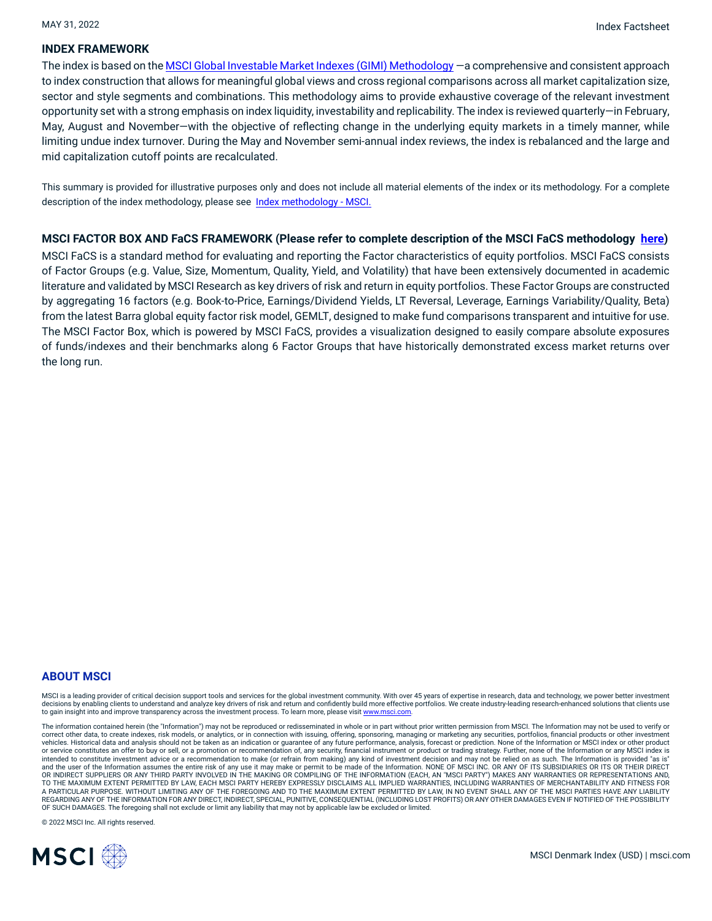## INDEX FRAMEWORK

The index is based on the MSCI Global Investable Market Indexes (GIMI) Methodology —a comprehensive and consistent approach to index construction that allows for meaningful global views and cross regional comparisons across all market capitalization size, sector and style segments and combinations. This methodology aims to provide exhaustive coverage of the relevant investment opportunity set with a strong emphasis on index liquidity, investability and replicability. The index is reviewed quarterly—in February, May, August and November—with the objective of reflecting change in the underlying equity markets in a timely manner, while limiting undue index turnover. During the May and November semi-annual index reviews, the index is rebalanced and the large and mid capitalization cutoff points are recalculated.

This summary is provided for illustrative purposes only and does not include all material elements of the index or its methodology. For a complete description of the index methodology, please see Index methodology - MSCI.

## MSCI FACTOR BOX AND FaCS FRAMEWORK (Please refer to complete description of the MSCI FaCS methodology here)

MSCI FaCS is a standard method for evaluating and reporting the Factor characteristics of equity portfolios. MSCI FaCS consists of Factor Groups (e.g. Value, Size, Momentum, Quality, Yield, and Volatility) that have been extensively documented in academic literature and validated by MSCI Research as key drivers of risk and return in equity portfolios. These Factor Groups are constructed by aggregating 16 factors (e.g. Book-to-Price, Earnings/Dividend Yields, LT Reversal, Leverage, Earnings Variability/Quality, Beta) from the latest Barra global equity factor risk model, GEMLT, designed to make fund comparisons transparent and intuitive for use. The MSCI Factor Box, which is powered by MSCI FaCS, provides a visualization designed to easily compare absolute exposures of funds/indexes and their benchmarks along 6 Factor Groups that have historically demonstrated excess market returns over the long run.

## ABOUT MSCI

MSCI is a leading provider of critical decision support tools and services for the global investment community. With over 45 years of expertise in research, data and technology, we power better investment decisions by enabling clients to understand and analyze key drivers of risk and return and confidently build more effective portfolios. We create industry-leading research-enhanced solutions that clients use to gain insight into and improve transparency across the investment process. To learn more, please visit www.msci.com.

The information contained herein (the "Information") may not be reproduced or redisseminated in whole or in part without prior written permission from MSCI. The Information may not be used to verify or correct other data, to create indexes, risk models, or analytics, or in connection with issuing, offering, sponsoring, managing or marketing any securities, portfolios, financial products or other investment vehicles. Historical data and analysis should not be taken as an indication or guarantee of any future performance, analysis, forecast or prediction. None of the Information or MSCI index or other product or service constitutes an offer to buy or sell, or a promotion or recommendation of, any security, financial instrument or product or trading strategy. Further, none of the Information or any MSCI index is intended to constitute investment advice or a recommendation to make (or refrain from making) any kind of investment decision and may not be relied on as such. The Information is provided "as is" and the user of the Information assumes the entire risk of any use it may make or permit to be made of the Information. NONE OF MSCI INC. OR ANY OF ITS SUBSIDIARIES OR ITS OR THEIR DIRECT OR INDIRECT SUPPLIERS OR ANY THIRD PARTY INVOLVED IN THE MAKING OR COMPILING OF THE INFORMATION (EACH, AN "MSCI PARTY") MAKES ANY WARRANTIES OR REPRESENTATIONS AND, TO THE MAXIMUM EXTENT PERMITTED BY LAW, EACH MSCI PARTY HEREBY EXPRESSLY DISCLAIMS ALL IMPLIED WARRANTIES, INCLUDING WARRANTIES OF MERCHANTABILITY AND FITNESS FOR A PARTICULAR PURPOSE. WITHOUT LIMITING ANY OF THE FOREGOING AND TO THE MAXIMUM EXTENT PERMITTED BY LAW, IN NO EVENT SHALL ANY OF THE MSCI PARTIES HAVE ANY LIABILITY REGARDING ANY OF THE INFORMATION FOR ANY DIRECT, INDIRECT, SPECIAL, PUNITIVE, CONSEQUENTIAL (INCLUDING LOST PROFITS) OR ANY OTHER DAMAGES EVEN IF NOTIFIED OF THE POSSIBILITY OF SUCH DAMAGES. The foregoing shall not exclude or limit any liability that may not by applicable law be excluded or limited.

© 2022 MSCI Inc. All rights reserved.